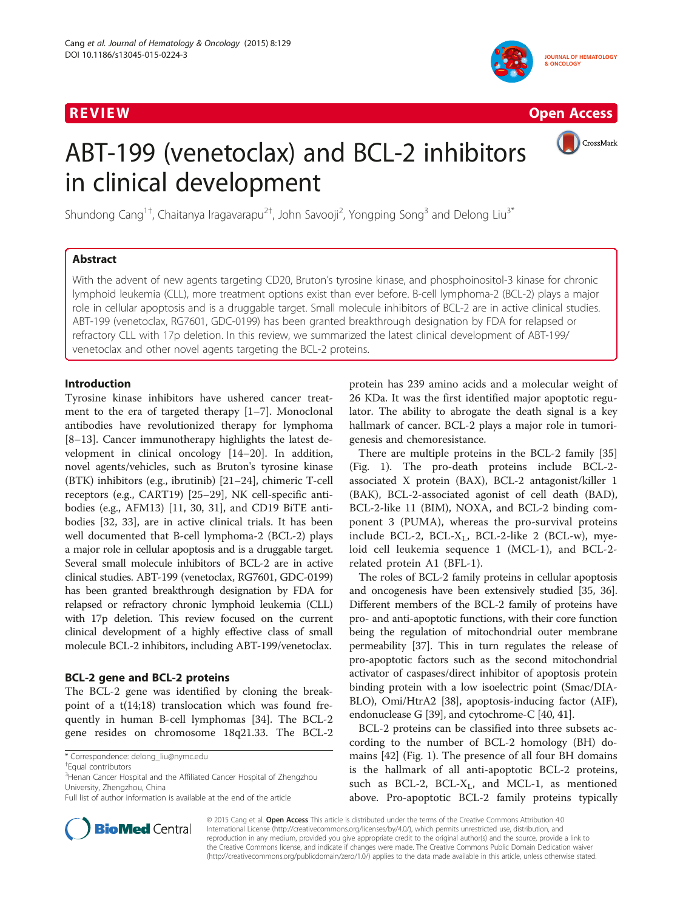REVIEW Open Access

# ABT-199 (venetoclax) and BCL-2 inhibitors in clinical development

Shundong Cang[1†], Chaitanya Iragavarapu[2†], John Savooji[2], Yongping Song[3] and Delong Liu[3*]

## Abstract

With the advent of new agents targeting CD20, Bruton's tyrosine kinase, and phosphoinositol-3 kinase for chronic lymphoid leukemia (CLL), more treatment options exist than ever before. B-cell lymphoma-2 (BCL-2) plays a major role in cellular apoptosis and is a druggable target. Small molecule inhibitors of BCL-2 are in active clinical studies. ABT-199 (venetoclax, RG7601, GDC-0199) has been granted breakthrough designation by FDA for relapsed or refractory CLL with 17p deletion. In this review, we summarized the latest clinical development of ABT-199/venetoclax and other novel agents targeting the BCL-2 proteins.

## Introduction

Tyrosine kinase inhibitors have ushered cancer treatment to the era of targeted therapy [1–7]. Monoclonal antibodies have revolutionized therapy for lymphoma [8–13]. Cancer immunotherapy highlights the latest development in clinical oncology [14–20]. In addition, novel agents/vehicles, such as Bruton's tyrosine kinase (BTK) inhibitors (e.g., ibrutinib) [21–24], chimeric T-cell receptors (e.g., CART19) [25–29], NK cell-specific antibodies (e.g., AFM13) [11, 30, 31], and CD19 BiTE antibodies [32, 33], are in active clinical trials. It has been well documented that B-cell lymphoma-2 (BCL-2) plays a major role in cellular apoptosis and is a druggable target. Several small molecule inhibitors of BCL-2 are in active clinical studies. ABT-199 (venetoclax, RG7601, GDC-0199) has been granted breakthrough designation by FDA for relapsed or refractory chronic lymphoid leukemia (CLL) with 17p deletion. This review focused on the current clinical development of a highly effective class of small molecule BCL-2 inhibitors, including ABT-199/venetoclax.

### BCL-2 gene and BCL-2 proteins

The BCL-2 gene was identified by cloning the breakpoint of a t(14;18) translocation which was found frequently in human B-cell lymphomas [34]. The BCL-2 gene resides on chromosome 18q21.33. The BCL-2 protein has 239 amino acids and a molecular weight of 26 KDa. It was the first identified major apoptotic regulator. The ability to abrogate the death signal is a key hallmark of cancer. BCL-2 plays a major role in tumorigenesis and chemoresistance.

There are multiple proteins in the BCL-2 family [35] (Fig. 1). The pro-death proteins include BCL-2-associated X protein (BAX), BCL-2 antagonist/killer 1 (BAK), BCL-2-associated agonist of cell death (BAD), BCL-2-like 11 (BIM), NOXA, and BCL-2 binding component 3 (PUMA), whereas the pro-survival proteins include BCL-2, BCL-$X_L$, BCL-2-like 2 (BCL-w), myeloid cell leukemia sequence 1 (MCL-1), and BCL-2-related protein A1 (BFL-1).

The roles of BCL-2 family proteins in cellular apoptosis and oncogenesis have been extensively studied [35, 36]. Different members of the BCL-2 family of proteins have pro- and anti-apoptotic functions, with their core function being the regulation of mitochondrial outer membrane permeability [37]. This in turn regulates the release of pro-apoptotic factors such as the second mitochondrial activator of caspases/direct inhibitor of apoptosis protein binding protein with a low isoelectric point (Smac/DIABLO), Omi/HtrA2 [38], apoptosis-inducing factor (AIF), endonuclease G [39], and cytochrome-C [40, 41].

BCL-2 proteins can be classified into three subsets according to the number of BCL-2 homology (BH) domains [42] (Fig. 1). The presence of all four BH domains is the hallmark of all anti-apoptotic BCL-2 proteins, such as BCL-2, BCL-$X_L$, and MCL-1, as mentioned above. Pro-apoptotic BCL-2 family proteins typically

\* Correspondence: delong_liu@nymc.edu
†Equal contributors
[3]Henan Cancer Hospital and the Affiliated Cancer Hospital of Zhengzhou University, Zhengzhou, China
Full list of author information is available at the end of the article

© 2015 Cang et al. **Open Access** This article is distributed under the terms of the Creative Commons Attribution 4.0 International License (http://creativecommons.org/licenses/by/4.0/), which permits unrestricted use, distribution, and reproduction in any medium, provided you give appropriate credit to the original author(s) and the source, provide a link to the Creative Commons license, and indicate if changes were made. The Creative Commons Public Domain Dedication waiver (http://creativecommons.org/publicdomain/zero/1.0/) applies to the data made available in this article, unless otherwise stated.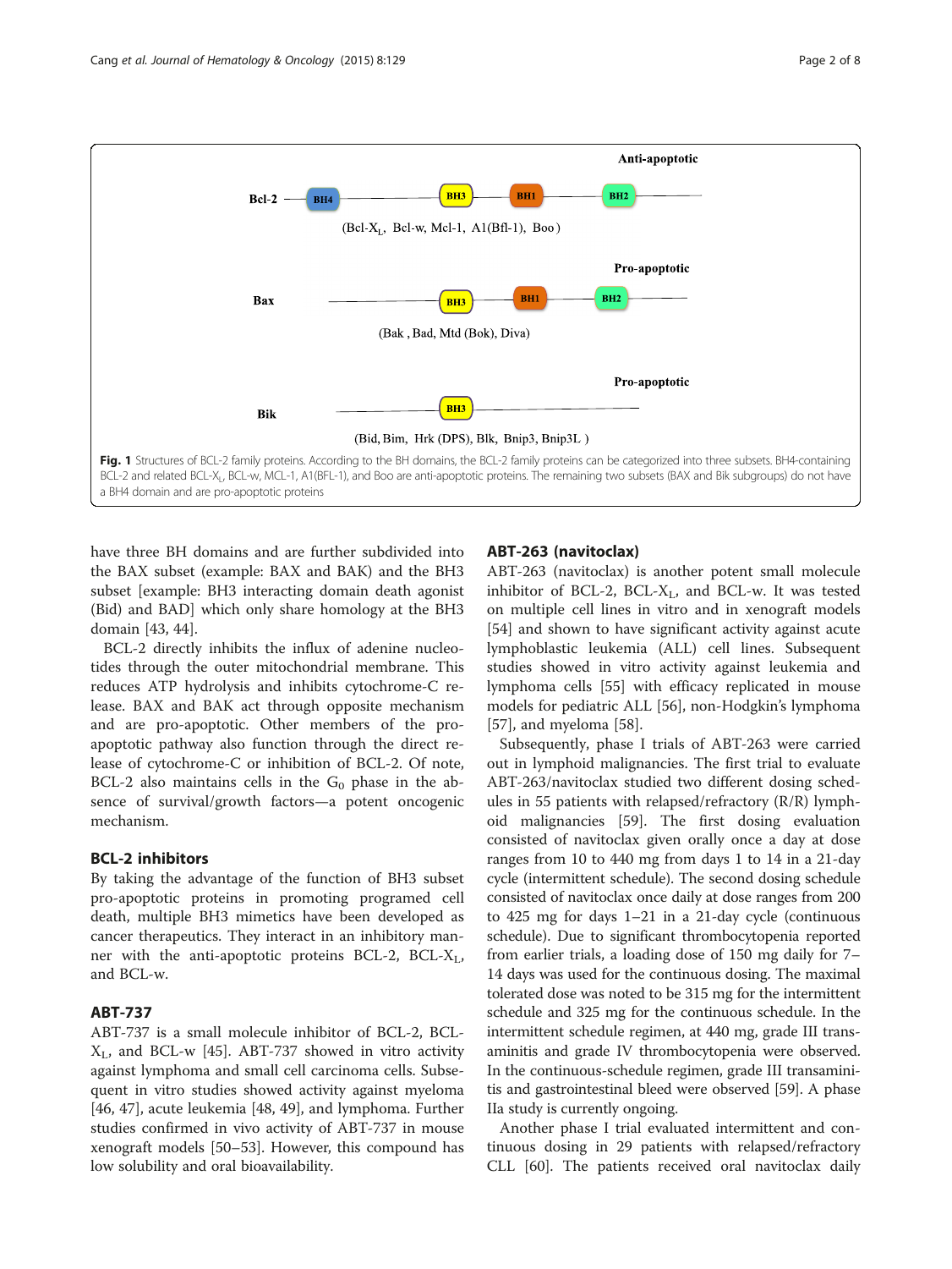Fig. 1 Structures of BCL-2 family proteins. According to the BH domains, the BCL-2 family proteins can be categorized into three subsets. BH4-containing BCL-2 and related BCL-$X_L$, BCL-w, MCL-1, A1(BFL-1), and Boo are anti-apoptotic proteins. The remaining two subsets (BAX and Bik subgroups) do not have a BH4 domain and are pro-apoptotic proteins

have three BH domains and are further subdivided into the BAX subset (example: BAX and BAK) and the BH3 subset [example: BH3 interacting domain death agonist (Bid) and BAD] which only share homology at the BH3 domain [43, 44].

BCL-2 directly inhibits the influx of adenine nucleotides through the outer mitochondrial membrane. This reduces ATP hydrolysis and inhibits cytochrome-C release. BAX and BAK act through opposite mechanism and are pro-apoptotic. Other members of the pro-apoptotic pathway also function through the direct release of cytochrome-C or inhibition of BCL-2. Of note, BCL-2 also maintains cells in the $G_0$ phase in the absence of survival/growth factors—a potent oncogenic mechanism.

## BCL-2 inhibitors

By taking the advantage of the function of BH3 subset pro-apoptotic proteins in promoting programed cell death, multiple BH3 mimetics have been developed as cancer therapeutics. They interact in an inhibitory manner with the anti-apoptotic proteins BCL-2, BCL-$X_L$, and BCL-w.

### ABT-737

ABT-737 is a small molecule inhibitor of BCL-2, BCL-$X_L$, and BCL-w [45]. ABT-737 showed in vitro activity against lymphoma and small cell carcinoma cells. Subsequent in vitro studies showed activity against myeloma [46, 47], acute leukemia [48, 49], and lymphoma. Further studies confirmed in vivo activity of ABT-737 in mouse xenograft models [50–53]. However, this compound has low solubility and oral bioavailability.

### ABT-263 (navitoclax)

ABT-263 (navitoclax) is another potent small molecule inhibitor of BCL-2, BCL-$X_L$, and BCL-w. It was tested on multiple cell lines in vitro and in xenograft models [54] and shown to have significant activity against acute lymphoblastic leukemia (ALL) cell lines. Subsequent studies showed in vitro activity against leukemia and lymphoma cells [55] with efficacy replicated in mouse models for pediatric ALL [56], non-Hodgkin's lymphoma [57], and myeloma [58].

Subsequently, phase I trials of ABT-263 were carried out in lymphoid malignancies. The first trial to evaluate ABT-263/navitoclax studied two different dosing schedules in 55 patients with relapsed/refractory (R/R) lymphoid malignancies [59]. The first dosing evaluation consisted of navitoclax given orally once a day at dose ranges from 10 to 440 mg from days 1 to 14 in a 21-day cycle (intermittent schedule). The second dosing schedule consisted of navitoclax once daily at dose ranges from 200 to 425 mg for days 1–21 in a 21-day cycle (continuous schedule). Due to significant thrombocytopenia reported from earlier trials, a loading dose of 150 mg daily for 7–14 days was used for the continuous dosing. The maximal tolerated dose was noted to be 315 mg for the intermittent schedule and 325 mg for the continuous schedule. In the intermittent schedule regimen, at 440 mg, grade III transaminitis and grade IV thrombocytopenia were observed. In the continuous-schedule regimen, grade III transaminitis and gastrointestinal bleed were observed [59]. A phase IIa study is currently ongoing.

Another phase I trial evaluated intermittent and continuous dosing in 29 patients with relapsed/refractory CLL [60]. The patients received oral navitoclax daily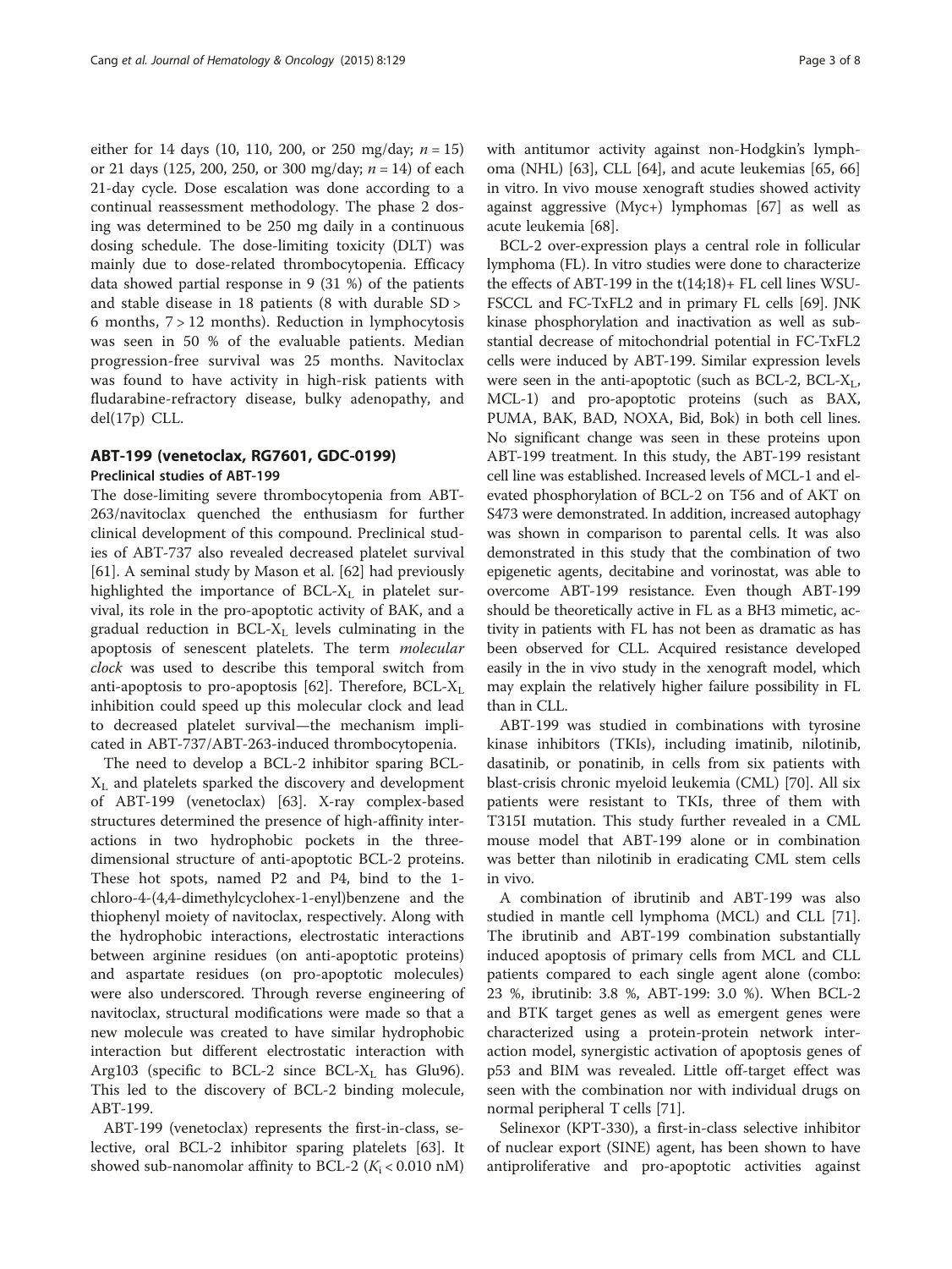either for 14 days (10, 110, 200, or 250 mg/day; $n = 15$) or 21 days (125, 200, 250, or 300 mg/day; $n = 14$) of each 21-day cycle. Dose escalation was done according to a continual reassessment methodology. The phase 2 dosing was determined to be 250 mg daily in a continuous dosing schedule. The dose-limiting toxicity (DLT) was mainly due to dose-related thrombocytopenia. Efficacy data showed partial response in 9 (31 %) of the patients and stable disease in 18 patients (8 with durable SD > 6 months, 7 > 12 months). Reduction in lymphocytosis was seen in 50 % of the evaluable patients. Median progression-free survival was 25 months. Navitoclax was found to have activity in high-risk patients with fludarabine-refractory disease, bulky adenopathy, and del(17p) CLL.

## ABT-199 (venetoclax, RG7601, GDC-0199)

### Preclinical studies of ABT-199

The dose-limiting severe thrombocytopenia from ABT-263/navitoclax quenched the enthusiasm for further clinical development of this compound. Preclinical studies of ABT-737 also revealed decreased platelet survival [61]. A seminal study by Mason et al. [62] had previously highlighted the importance of BCL-$X_L$ in platelet survival, its role in the pro-apoptotic activity of BAK, and a gradual reduction in BCL-$X_L$ levels culminating in the apoptosis of senescent platelets. The term *molecular clock* was used to describe this temporal switch from anti-apoptosis to pro-apoptosis [62]. Therefore, BCL-$X_L$ inhibition could speed up this molecular clock and lead to decreased platelet survival—the mechanism implicated in ABT-737/ABT-263-induced thrombocytopenia.

The need to develop a BCL-2 inhibitor sparing BCL-$X_L$ and platelets sparked the discovery and development of ABT-199 (venetoclax) [63]. X-ray complex-based structures determined the presence of high-affinity interactions in two hydrophobic pockets in the three-dimensional structure of anti-apoptotic BCL-2 proteins. These hot spots, named P2 and P4, bind to the 1-chloro-4-(4,4-dimethylcyclohex-1-enyl)benzene and the thiophenyl moiety of navitoclax, respectively. Along with the hydrophobic interactions, electrostatic interactions between arginine residues (on anti-apoptotic proteins) and aspartate residues (on pro-apoptotic molecules) were also underscored. Through reverse engineering of navitoclax, structural modifications were made so that a new molecule was created to have similar hydrophobic interaction but different electrostatic interaction with Arg103 (specific to BCL-2 since BCL-$X_L$ has Glu96). This led to the discovery of BCL-2 binding molecule, ABT-199.

ABT-199 (venetoclax) represents the first-in-class, selective, oral BCL-2 inhibitor sparing platelets [63]. It showed sub-nanomolar affinity to BCL-2 ($K_i < 0.010$ nM) with antitumor activity against non-Hodgkin's lymphoma (NHL) [63], CLL [64], and acute leukemias [65, 66] in vitro. In vivo mouse xenograft studies showed activity against aggressive (Myc+) lymphomas [67] as well as acute leukemia [68].

BCL-2 over-expression plays a central role in follicular lymphoma (FL). In vitro studies were done to characterize the effects of ABT-199 in the t(14;18)+ FL cell lines WSU-FSCCL and FC-TxFL2 and in primary FL cells [69]. JNK kinase phosphorylation and inactivation as well as substantial decrease of mitochondrial potential in FC-TxFL2 cells were induced by ABT-199. Similar expression levels were seen in the anti-apoptotic (such as BCL-2, BCL-$X_L$, MCL-1) and pro-apoptotic proteins (such as BAX, PUMA, BAK, BAD, NOXA, Bid, Bok) in both cell lines. No significant change was seen in these proteins upon ABT-199 treatment. In this study, the ABT-199 resistant cell line was established. Increased levels of MCL-1 and elevated phosphorylation of BCL-2 on T56 and of AKT on S473 were demonstrated. In addition, increased autophagy was shown in comparison to parental cells. It was also demonstrated in this study that the combination of two epigenetic agents, decitabine and vorinostat, was able to overcome ABT-199 resistance. Even though ABT-199 should be theoretically active in FL as a BH3 mimetic, activity in patients with FL has not been as dramatic as has been observed for CLL. Acquired resistance developed easily in the in vivo study in the xenograft model, which may explain the relatively higher failure possibility in FL than in CLL.

ABT-199 was studied in combinations with tyrosine kinase inhibitors (TKIs), including imatinib, nilotinib, dasatinib, or ponatinib, in cells from six patients with blast-crisis chronic myeloid leukemia (CML) [70]. All six patients were resistant to TKIs, three of them with T315I mutation. This study further revealed in a CML mouse model that ABT-199 alone or in combination was better than nilotinib in eradicating CML stem cells in vivo.

A combination of ibrutinib and ABT-199 was also studied in mantle cell lymphoma (MCL) and CLL [71]. The ibrutinib and ABT-199 combination substantially induced apoptosis of primary cells from MCL and CLL patients compared to each single agent alone (combo: 23 %, ibrutinib: 3.8 %, ABT-199: 3.0 %). When BCL-2 and BTK target genes as well as emergent genes were characterized using a protein-protein network interaction model, synergistic activation of apoptosis genes of p53 and BIM was revealed. Little off-target effect was seen with the combination nor with individual drugs on normal peripheral T cells [71].

Selinexor (KPT-330), a first-in-class selective inhibitor of nuclear export (SINE) agent, has been shown to have antiproliferative and pro-apoptotic activities against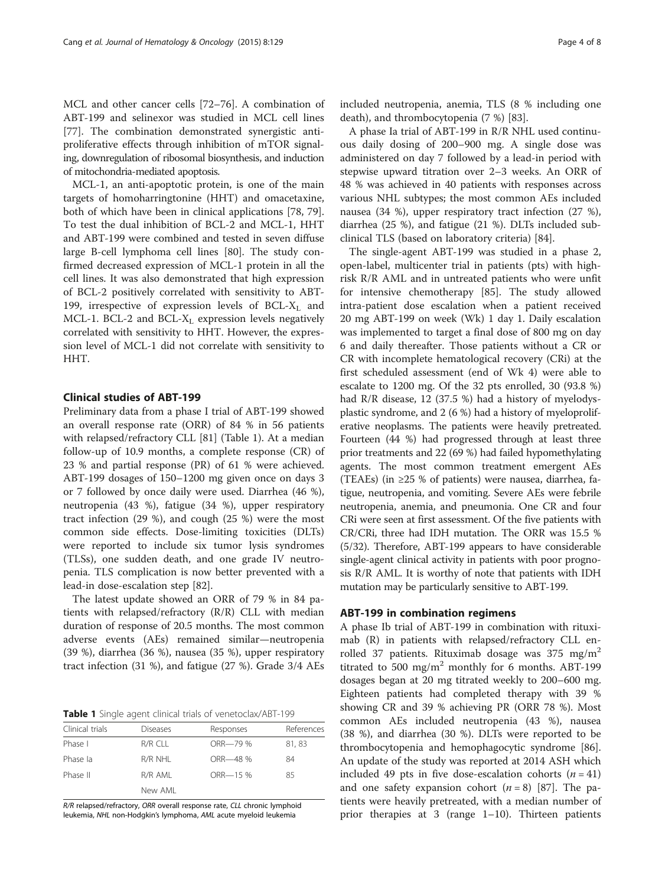MCL and other cancer cells [72–76]. A combination of ABT-199 and selinexor was studied in MCL cell lines [77]. The combination demonstrated synergistic anti-proliferative effects through inhibition of mTOR signaling, downregulation of ribosomal biosynthesis, and induction of mitochondria-mediated apoptosis.

MCL-1, an anti-apoptotic protein, is one of the main targets of homoharringtonine (HHT) and omacetaxine, both of which have been in clinical applications [78, 79]. To test the dual inhibition of BCL-2 and MCL-1, HHT and ABT-199 were combined and tested in seven diffuse large B-cell lymphoma cell lines [80]. The study confirmed decreased expression of MCL-1 protein in all the cell lines. It was also demonstrated that high expression of BCL-2 positively correlated with sensitivity to ABT-199, irrespective of expression levels of $BCL\text{-}X_L$ and MCL-1. BCL-2 and $BCL\text{-}X_L$ expression levels negatively correlated with sensitivity to HHT. However, the expression level of MCL-1 did not correlate with sensitivity to HHT.

## Clinical studies of ABT-199

Preliminary data from a phase I trial of ABT-199 showed an overall response rate (ORR) of 84 % in 56 patients with relapsed/refractory CLL [81] (Table 1). At a median follow-up of 10.9 months, a complete response (CR) of 23 % and partial response (PR) of 61 % were achieved. ABT-199 dosages of 150–1200 mg given once on days 3 or 7 followed by once daily were used. Diarrhea (46 %), neutropenia (43 %), fatigue (34 %), upper respiratory tract infection (29 %), and cough (25 %) were the most common side effects. Dose-limiting toxicities (DLTs) were reported to include six tumor lysis syndromes (TLSs), one sudden death, and one grade IV neutropenia. TLS complication is now better prevented with a lead-in dose-escalation step [82].

The latest update showed an ORR of 79 % in 84 patients with relapsed/refractory (R/R) CLL with median duration of response of 20.5 months. The most common adverse events (AEs) remained similar—neutropenia (39 %), diarrhea (36 %), nausea (35 %), upper respiratory tract infection (31 %), and fatigue (27 %). Grade 3/4 AEs included neutropenia, anemia, TLS (8 % including one death), and thrombocytopenia (7 %) [83].

**Table 1** Single agent clinical trials of venetoclax/ABT-199

| Clinical trials | Diseases | Responses | References |
|---|---|---|---|
| Phase I | R/R CLL | ORR—79 % | 81, 83 |
| Phase Ia | R/R NHL | ORR—48 % | 84 |
| Phase II | R/R AML | ORR—15 % | 85 |
| | New AML | | |

*R/R* relapsed/refractory, *ORR* overall response rate, *CLL* chronic lymphoid leukemia, *NHL* non-Hodgkin's lymphoma, *AML* acute myeloid leukemia

A phase Ia trial of ABT-199 in R/R NHL used continuous daily dosing of 200–900 mg. A single dose was administered on day 7 followed by a lead-in period with stepwise upward titration over 2–3 weeks. An ORR of 48 % was achieved in 40 patients with responses across various NHL subtypes; the most common AEs included nausea (34 %), upper respiratory tract infection (27 %), diarrhea (25 %), and fatigue (21 %). DLTs included subclinical TLS (based on laboratory criteria) [84].

The single-agent ABT-199 was studied in a phase 2, open-label, multicenter trial in patients (pts) with high-risk R/R AML and in untreated patients who were unfit for intensive chemotherapy [85]. The study allowed intra-patient dose escalation when a patient received 20 mg ABT-199 on week (Wk) 1 day 1. Daily escalation was implemented to target a final dose of 800 mg on day 6 and daily thereafter. Those patients without a CR or CR with incomplete hematological recovery (CRi) at the first scheduled assessment (end of Wk 4) were able to escalate to 1200 mg. Of the 32 pts enrolled, 30 (93.8 %) had R/R disease, 12 (37.5 %) had a history of myelodysplastic syndrome, and 2 (6 %) had a history of myeloproliferative neoplasms. The patients were heavily pretreated. Fourteen (44 %) had progressed through at least three prior treatments and 22 (69 %) had failed hypomethylating agents. The most common treatment emergent AEs (TEAEs) (in ≥25 % of patients) were nausea, diarrhea, fatigue, neutropenia, and vomiting. Severe AEs were febrile neutropenia, anemia, and pneumonia. One CR and four CRi were seen at first assessment. Of the five patients with CR/CRi, three had IDH mutation. The ORR was 15.5 % (5/32). Therefore, ABT-199 appears to have considerable single-agent clinical activity in patients with poor prognosis R/R AML. It is worthy of note that patients with IDH mutation may be particularly sensitive to ABT-199.

## ABT-199 in combination regimens

A phase Ib trial of ABT-199 in combination with rituximab (R) in patients with relapsed/refractory CLL enrolled 37 patients. Rituximab dosage was 375 mg/m$^2$ titrated to 500 mg/m$^2$ monthly for 6 months. ABT-199 dosages began at 20 mg titrated weekly to 200–600 mg. Eighteen patients had completed therapy with 39 % showing CR and 39 % achieving PR (ORR 78 %). Most common AEs included neutropenia (43 %), nausea (38 %), and diarrhea (30 %). DLTs were reported to be thrombocytopenia and hemophagocytic syndrome [86]. An update of the study was reported at 2014 ASH which included 49 pts in five dose-escalation cohorts ($n = 41$) and one safety expansion cohort ($n = 8$) [87]. The patients were heavily pretreated, with a median number of prior therapies at 3 (range 1–10). Thirteen patients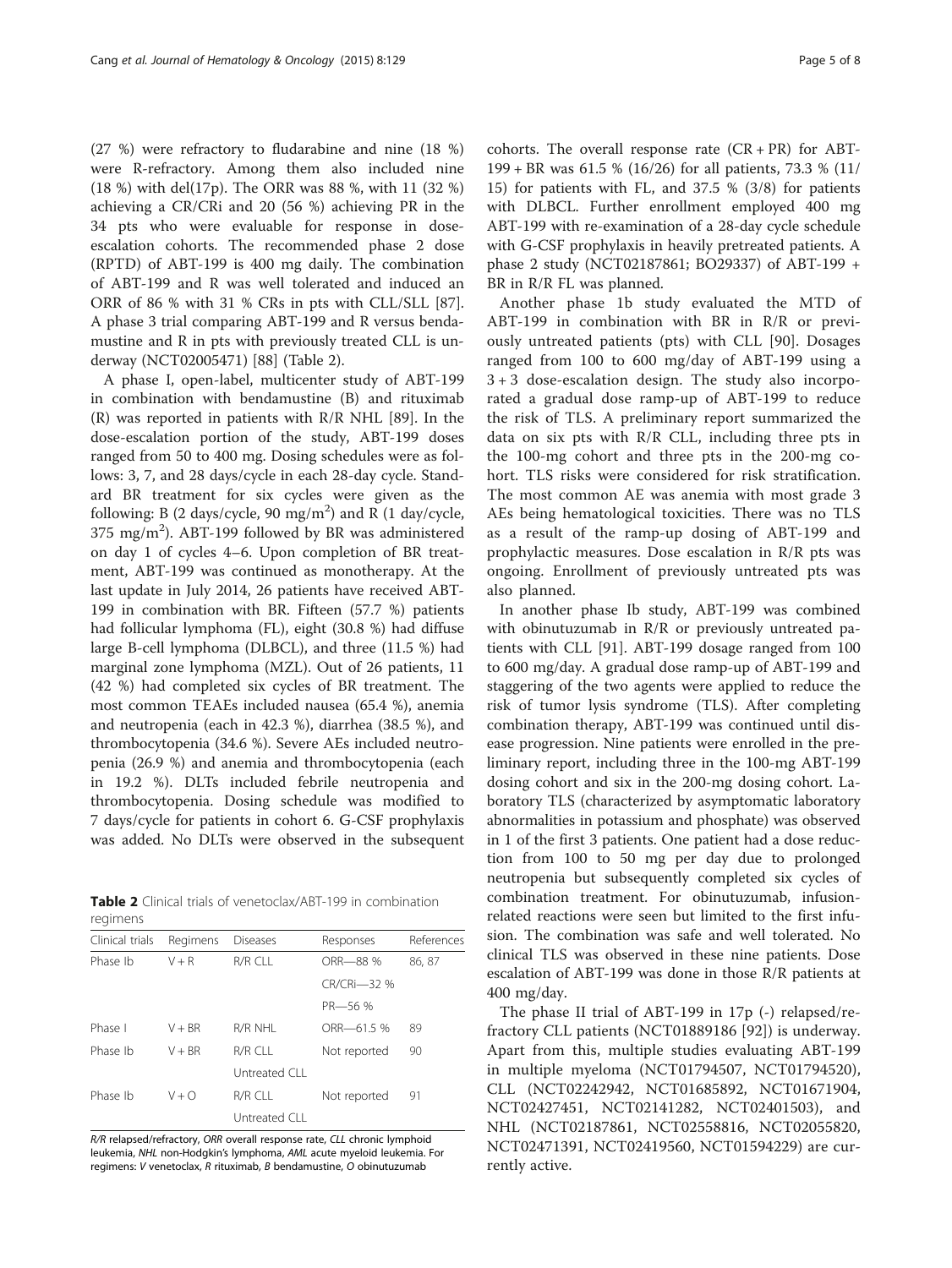(27 %) were refractory to fludarabine and nine (18 %) were R-refractory. Among them also included nine (18 %) with del(17p). The ORR was 88 %, with 11 (32 %) achieving a CR/CRi and 20 (56 %) achieving PR in the 34 pts who were evaluable for response in dose-escalation cohorts. The recommended phase 2 dose (RPTD) of ABT-199 is 400 mg daily. The combination of ABT-199 and R was well tolerated and induced an ORR of 86 % with 31 % CRs in pts with CLL/SLL [87]. A phase 3 trial comparing ABT-199 and R versus bendamustine and R in pts with previously treated CLL is underway (NCT02005471) [88] (Table 2).

A phase I, open-label, multicenter study of ABT-199 in combination with bendamustine (B) and rituximab (R) was reported in patients with R/R NHL [89]. In the dose-escalation portion of the study, ABT-199 doses ranged from 50 to 400 mg. Dosing schedules were as follows: 3, 7, and 28 days/cycle in each 28-day cycle. Standard BR treatment for six cycles were given as the following: B (2 days/cycle, 90 mg/m$^2$) and R (1 day/cycle, 375 mg/m$^2$). ABT-199 followed by BR was administered on day 1 of cycles 4–6. Upon completion of BR treatment, ABT-199 was continued as monotherapy. At the last update in July 2014, 26 patients have received ABT-199 in combination with BR. Fifteen (57.7 %) patients had follicular lymphoma (FL), eight (30.8 %) had diffuse large B-cell lymphoma (DLBCL), and three (11.5 %) had marginal zone lymphoma (MZL). Out of 26 patients, 11 (42 %) had completed six cycles of BR treatment. The most common TEAEs included nausea (65.4 %), anemia and neutropenia (each in 42.3 %), diarrhea (38.5 %), and thrombocytopenia (34.6 %). Severe AEs included neutropenia (26.9 %) and anemia and thrombocytopenia (each in 19.2 %). DLTs included febrile neutropenia and thrombocytopenia. Dosing schedule was modified to 7 days/cycle for patients in cohort 6. G-CSF prophylaxis was added. No DLTs were observed in the subsequent cohorts. The overall response rate (CR + PR) for ABT-199 + BR was 61.5 % (16/26) for all patients, 73.3 % (11/15) for patients with FL, and 37.5 % (3/8) for patients with DLBCL. Further enrollment employed 400 mg ABT-199 with re-examination of a 28-day cycle schedule with G-CSF prophylaxis in heavily pretreated patients. A phase 2 study (NCT02187861; BO29337) of ABT-199 + BR in R/R FL was planned.

Another phase 1b study evaluated the MTD of ABT-199 in combination with BR in R/R or previously untreated patients (pts) with CLL [90]. Dosages ranged from 100 to 600 mg/day of ABT-199 using a 3 + 3 dose-escalation design. The study also incorporated a gradual dose ramp-up of ABT-199 to reduce the risk of TLS. A preliminary report summarized the data on six pts with R/R CLL, including three pts in the 100-mg cohort and three pts in the 200-mg cohort. TLS risks were considered for risk stratification. The most common AE was anemia with most grade 3 AEs being hematological toxicities. There was no TLS as a result of the ramp-up dosing of ABT-199 and prophylactic measures. Dose escalation in R/R pts was ongoing. Enrollment of previously untreated pts was also planned.

In another phase Ib study, ABT-199 was combined with obinutuzumab in R/R or previously untreated patients with CLL [91]. ABT-199 dosage ranged from 100 to 600 mg/day. A gradual dose ramp-up of ABT-199 and staggering of the two agents were applied to reduce the risk of tumor lysis syndrome (TLS). After completing combination therapy, ABT-199 was continued until disease progression. Nine patients were enrolled in the preliminary report, including three in the 100-mg ABT-199 dosing cohort and six in the 200-mg dosing cohort. Laboratory TLS (characterized by asymptomatic laboratory abnormalities in potassium and phosphate) was observed in 1 of the first 3 patients. One patient had a dose reduction from 100 to 50 mg per day due to prolonged neutropenia but subsequently completed six cycles of combination treatment. For obinutuzumab, infusion-related reactions were seen but limited to the first infusion. The combination was safe and well tolerated. No clinical TLS was observed in these nine patients. Dose escalation of ABT-199 was done in those R/R patients at 400 mg/day.

The phase II trial of ABT-199 in 17p (-) relapsed/refractory CLL patients (NCT01889186 [92]) is underway. Apart from this, multiple studies evaluating ABT-199 in multiple myeloma (NCT01794507, NCT01794520), CLL (NCT02242942, NCT01685892, NCT01671904, NCT02427451, NCT02141282, NCT02401503), and NHL (NCT02187861, NCT02558816, NCT02055820, NCT02471391, NCT02419560, NCT01594229) are currently active.

**Table 2** Clinical trials of venetoclax/ABT-199 in combination regimens

| Clinical trials | Regimens | Diseases | Responses | References |
|---|---|---|---|---|
| Phase Ib | V + R | R/R CLL | ORR—88 % | 86, 87 |
| | | | CR/CRi—32 % | |
| | | | PR—56 % | |
| Phase I | V + BR | R/R NHL | ORR—61.5 % | 89 |
| Phase Ib | V + BR | R/R CLL | Not reported | 90 |
| | | Untreated CLL | | |
| Phase Ib | V + O | R/R CLL | Not reported | 91 |
| | | Untreated CLL | | |

*R/R* relapsed/refractory, *ORR* overall response rate, *CLL* chronic lymphoid leukemia, *NHL* non-Hodgkin's lymphoma, *AML* acute myeloid leukemia. For regimens: *V* venetoclax, *R* rituximab, *B* bendamustine, *O* obinutuzumab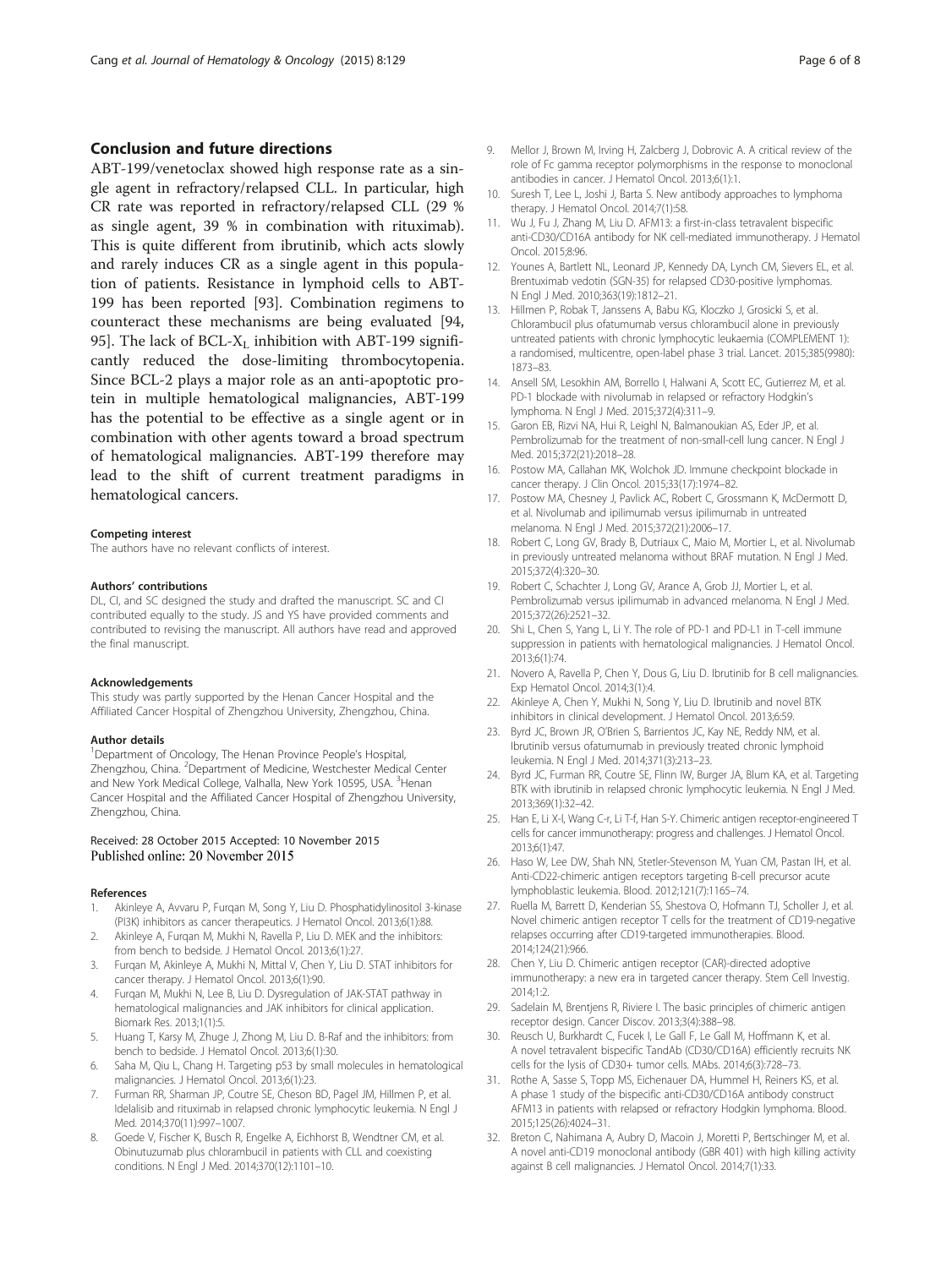## Conclusion and future directions

ABT-199/venetoclax showed high response rate as a single agent in refractory/relapsed CLL. In particular, high CR rate was reported in refractory/relapsed CLL (29 % as single agent, 39 % in combination with rituximab). This is quite different from ibrutinib, which acts slowly and rarely induces CR as a single agent in this population of patients. Resistance in lymphoid cells to ABT-199 has been reported [93]. Combination regimens to counteract these mechanisms are being evaluated [94, 95]. The lack of BCL-$X_L$ inhibition with ABT-199 significantly reduced the dose-limiting thrombocytopenia. Since BCL-2 plays a major role as an anti-apoptotic protein in multiple hematological malignancies, ABT-199 has the potential to be effective as a single agent or in combination with other agents toward a broad spectrum of hematological malignancies. ABT-199 therefore may lead to the shift of current treatment paradigms in hematological cancers.

#### Competing interest

The authors have no relevant conflicts of interest.

#### Authors' contributions

DL, CI, and SC designed the study and drafted the manuscript. SC and CI contributed equally to the study. JS and YS have provided comments and contributed to revising the manuscript. All authors have read and approved the final manuscript.

#### Acknowledgements

This study was partly supported by the Henan Cancer Hospital and the Affiliated Cancer Hospital of Zhengzhou University, Zhengzhou, China.

#### Author details

[1]Department of Oncology, The Henan Province People's Hospital, Zhengzhou, China. [2]Department of Medicine, Westchester Medical Center and New York Medical College, Valhalla, New York 10595, USA. [3]Henan Cancer Hospital and the Affiliated Cancer Hospital of Zhengzhou University, Zhengzhou, China.

Received: 28 October 2015 Accepted: 10 November 2015
Published online: 20 November 2015

#### References

1. Akinleye A, Avvaru P, Furqan M, Song Y, Liu D. Phosphatidylinositol 3-kinase (PI3K) inhibitors as cancer therapeutics. J Hematol Oncol. 2013;6(1):88.
2. Akinleye A, Furqan M, Mukhi N, Ravella P, Liu D. MEK and the inhibitors: from bench to bedside. J Hematol Oncol. 2013;6(1):27.
3. Furqan M, Akinleye A, Mukhi N, Mittal V, Chen Y, Liu D. STAT inhibitors for cancer therapy. J Hematol Oncol. 2013;6(1):90.
4. Furqan M, Mukhi N, Lee B, Liu D. Dysregulation of JAK-STAT pathway in hematological malignancies and JAK inhibitors for clinical application. Biomark Res. 2013;1(1):5.
5. Huang T, Karsy M, Zhuge J, Zhong M, Liu D. B-Raf and the inhibitors: from bench to bedside. J Hematol Oncol. 2013;6(1):30.
6. Saha M, Qiu L, Chang H. Targeting p53 by small molecules in hematological malignancies. J Hematol Oncol. 2013;6(1):23.
7. Furman RR, Sharman JP, Coutre SE, Cheson BD, Pagel JM, Hillmen P, et al. Idelalisib and rituximab in relapsed chronic lymphocytic leukemia. N Engl J Med. 2014;370(11):997–1007.
8. Goede V, Fischer K, Busch R, Engelke A, Eichhorst B, Wendtner CM, et al. Obinutuzumab plus chlorambucil in patients with CLL and coexisting conditions. N Engl J Med. 2014;370(12):1101–10.
9. Mellor J, Brown M, Irving H, Zalcberg J, Dobrovic A. A critical review of the role of Fc gamma receptor polymorphisms in the response to monoclonal antibodies in cancer. J Hematol Oncol. 2013;6(1):1.
10. Suresh T, Lee L, Joshi J, Barta S. New antibody approaches to lymphoma therapy. J Hematol Oncol. 2014;7(1):58.
11. Wu J, Fu J, Zhang M, Liu D. AFM13: a first-in-class tetravalent bispecific anti-CD30/CD16A antibody for NK cell-mediated immunotherapy. J Hematol Oncol. 2015;8:96.
12. Younes A, Bartlett NL, Leonard JP, Kennedy DA, Lynch CM, Sievers EL, et al. Brentuximab vedotin (SGN-35) for relapsed CD30-positive lymphomas. N Engl J Med. 2010;363(19):1812–21.
13. Hillmen P, Robak T, Janssens A, Babu KG, Kloczko J, Grosicki S, et al. Chlorambucil plus ofatumumab versus chlorambucil alone in previously untreated patients with chronic lymphocytic leukaemia (COMPLEMENT 1): a randomised, multicentre, open-label phase 3 trial. Lancet. 2015;385(9980): 1873–83.
14. Ansell SM, Lesokhin AM, Borrello I, Halwani A, Scott EC, Gutierrez M, et al. PD-1 blockade with nivolumab in relapsed or refractory Hodgkin's lymphoma. N Engl J Med. 2015;372(4):311–9.
15. Garon EB, Rizvi NA, Hui R, Leighl N, Balmanoukian AS, Eder JP, et al. Pembrolizumab for the treatment of non-small-cell lung cancer. N Engl J Med. 2015;372(21):2018–28.
16. Postow MA, Callahan MK, Wolchok JD. Immune checkpoint blockade in cancer therapy. J Clin Oncol. 2015;33(17):1974–82.
17. Postow MA, Chesney J, Pavlick AC, Robert C, Grossmann K, McDermott D, et al. Nivolumab and ipilimumab versus ipilimumab in untreated melanoma. N Engl J Med. 2015;372(21):2006–17.
18. Robert C, Long GV, Brady B, Dutriaux C, Maio M, Mortier L, et al. Nivolumab in previously untreated melanoma without BRAF mutation. N Engl J Med. 2015;372(4):320–30.
19. Robert C, Schachter J, Long GV, Arance A, Grob JJ, Mortier L, et al. Pembrolizumab versus ipilimumab in advanced melanoma. N Engl J Med. 2015;372(26):2521–32.
20. Shi L, Chen S, Yang L, Li Y. The role of PD-1 and PD-L1 in T-cell immune suppression in patients with hematological malignancies. J Hematol Oncol. 2013;6(1):74.
21. Novero A, Ravella P, Chen Y, Dous G, Liu D. Ibrutinib for B cell malignancies. Exp Hematol Oncol. 2014;3(1):4.
22. Akinleye A, Chen Y, Mukhi N, Song Y, Liu D. Ibrutinib and novel BTK inhibitors in clinical development. J Hematol Oncol. 2013;6:59.
23. Byrd JC, Brown JR, O'Brien S, Barrientos JC, Kay NE, Reddy NM, et al. Ibrutinib versus ofatumumab in previously treated chronic lymphoid leukemia. N Engl J Med. 2014;371(3):213–23.
24. Byrd JC, Furman RR, Coutre SE, Flinn IW, Burger JA, Blum KA, et al. Targeting BTK with ibrutinib in relapsed chronic lymphocytic leukemia. N Engl J Med. 2013;369(1):32–42.
25. Han E, Li X-l, Wang C-r, Li T-f, Han S-Y. Chimeric antigen receptor-engineered T cells for cancer immunotherapy: progress and challenges. J Hematol Oncol. 2013;6(1):47.
26. Haso W, Lee DW, Shah NN, Stetler-Stevenson M, Yuan CM, Pastan IH, et al. Anti-CD22-chimeric antigen receptors targeting B-cell precursor acute lymphoblastic leukemia. Blood. 2012;121(7):1165–74.
27. Ruella M, Barrett D, Kenderian SS, Shestova O, Hofmann TJ, Scholler J, et al. Novel chimeric antigen receptor T cells for the treatment of CD19-negative relapses occurring after CD19-targeted immunotherapies. Blood. 2014;124(21):966.
28. Chen Y, Liu D. Chimeric antigen receptor (CAR)-directed adoptive immunotherapy: a new era in targeted cancer therapy. Stem Cell Investig. 2014;1:2.
29. Sadelain M, Brentjens R, Riviere I. The basic principles of chimeric antigen receptor design. Cancer Discov. 2013;3(4):388–98.
30. Reusch U, Burkhardt C, Fucek I, Le Gall F, Le Gall M, Hoffmann K, et al. A novel tetravalent bispecific TandAb (CD30/CD16A) efficiently recruits NK cells for the lysis of CD30+ tumor cells. MAbs. 2014;6(3):728–73.
31. Rothe A, Sasse S, Topp MS, Eichenauer DA, Hummel H, Reiners KS, et al. A phase 1 study of the bispecific anti-CD30/CD16A antibody construct AFM13 in patients with relapsed or refractory Hodgkin lymphoma. Blood. 2015;125(26):4024–31.
32. Breton C, Nahimana A, Aubry D, Macoin J, Moretti P, Bertschinger M, et al. A novel anti-CD19 monoclonal antibody (GBR 401) with high killing activity against B cell malignancies. J Hematol Oncol. 2014;7(1):33.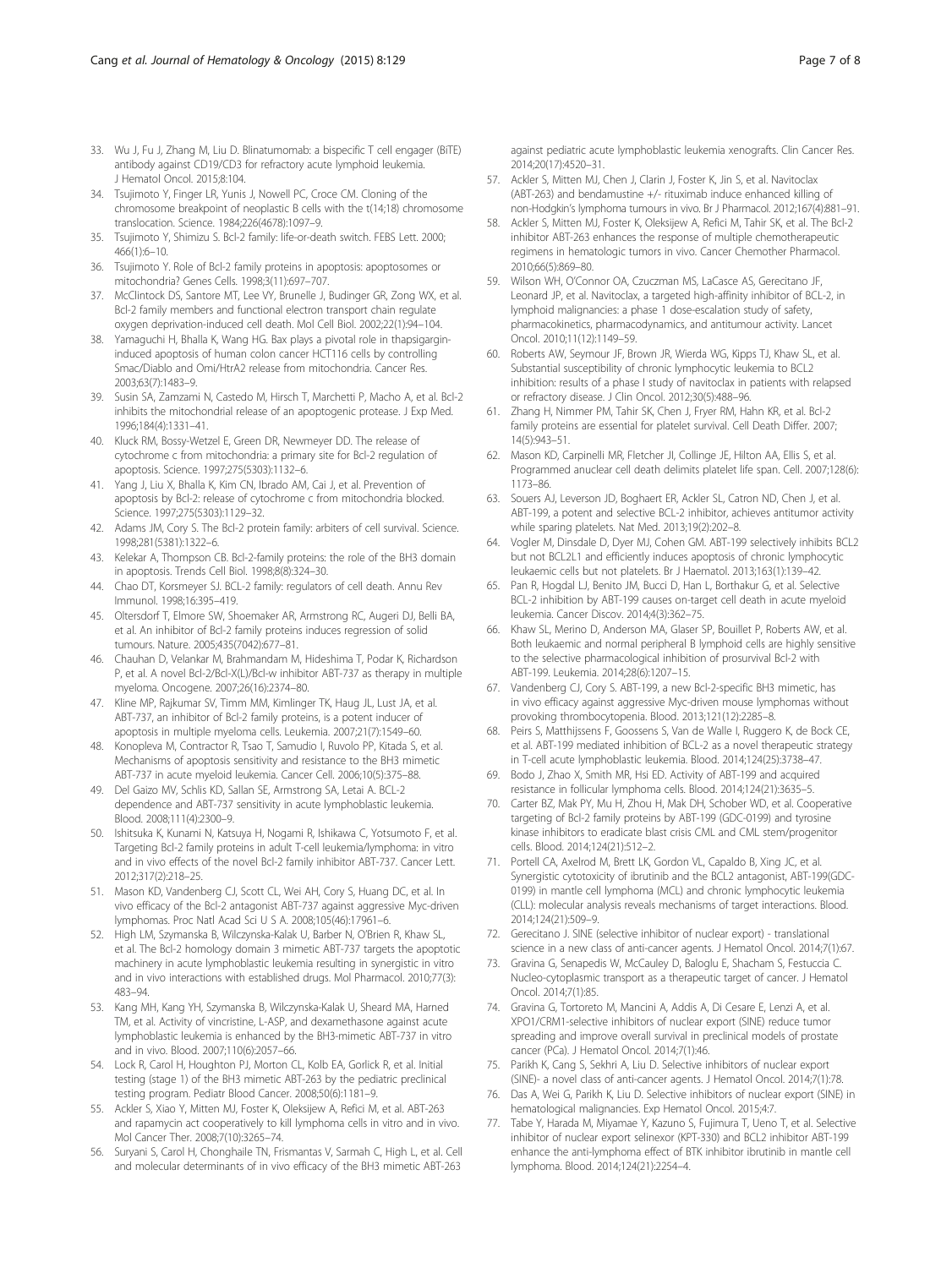33. Wu J, Fu J, Zhang M, Liu D. Blinatumomab: a bispecific T cell engager (BiTE) antibody against CD19/CD3 for refractory acute lymphoid leukemia. J Hematol Oncol. 2015;8:104.
34. Tsujimoto Y, Finger LR, Yunis J, Nowell PC, Croce CM. Cloning of the chromosome breakpoint of neoplastic B cells with the t(14;18) chromosome translocation. Science. 1984;226(4678):1097–9.
35. Tsujimoto Y, Shimizu S. Bcl-2 family: life-or-death switch. FEBS Lett. 2000; 466(1):6–10.
36. Tsujimoto Y. Role of Bcl-2 family proteins in apoptosis: apoptosomes or mitochondria? Genes Cells. 1998;3(11):697–707.
37. McClintock DS, Santore MT, Lee VY, Brunelle J, Budinger GR, Zong WX, et al. Bcl-2 family members and functional electron transport chain regulate oxygen deprivation-induced cell death. Mol Cell Biol. 2002;22(1):94–104.
38. Yamaguchi H, Bhalla K, Wang HG. Bax plays a pivotal role in thapsigargin-induced apoptosis of human colon cancer HCT116 cells by controlling Smac/Diablo and Omi/HtrA2 release from mitochondria. Cancer Res. 2003;63(7):1483–9.
39. Susin SA, Zamzami N, Castedo M, Hirsch T, Marchetti P, Macho A, et al. Bcl-2 inhibits the mitochondrial release of an apoptogenic protease. J Exp Med. 1996;184(4):1331–41.
40. Kluck RM, Bossy-Wetzel E, Green DR, Newmeyer DD. The release of cytochrome c from mitochondria: a primary site for Bcl-2 regulation of apoptosis. Science. 1997;275(5303):1132–6.
41. Yang J, Liu X, Bhalla K, Kim CN, Ibrado AM, Cai J, et al. Prevention of apoptosis by Bcl-2: release of cytochrome c from mitochondria blocked. Science. 1997;275(5303):1129–32.
42. Adams JM, Cory S. The Bcl-2 protein family: arbiters of cell survival. Science. 1998;281(5381):1322–6.
43. Kelekar A, Thompson CB. Bcl-2-family proteins: the role of the BH3 domain in apoptosis. Trends Cell Biol. 1998;8(8):324–30.
44. Chao DT, Korsmeyer SJ. BCL-2 family: regulators of cell death. Annu Rev Immunol. 1998;16:395–419.
45. Oltersdorf T, Elmore SW, Shoemaker AR, Armstrong RC, Augeri DJ, Belli BA, et al. An inhibitor of Bcl-2 family proteins induces regression of solid tumours. Nature. 2005;435(7042):677–81.
46. Chauhan D, Velankar M, Brahmandam M, Hideshima T, Podar K, Richardson P, et al. A novel Bcl-2/Bcl-X(L)/Bcl-w inhibitor ABT-737 as therapy in multiple myeloma. Oncogene. 2007;26(16):2374–80.
47. Kline MP, Rajkumar SV, Timm MM, Kimlinger TK, Haug JL, Lust JA, et al. ABT-737, an inhibitor of Bcl-2 family proteins, is a potent inducer of apoptosis in multiple myeloma cells. Leukemia. 2007;21(7):1549–60.
48. Konopleva M, Contractor R, Tsao T, Samudio I, Ruvolo PP, Kitada S, et al. Mechanisms of apoptosis sensitivity and resistance to the BH3 mimetic ABT-737 in acute myeloid leukemia. Cancer Cell. 2006;10(5):375–88.
49. Del Gaizo MV, Schlis KD, Sallan SE, Armstrong SA, Letai A. BCL-2 dependence and ABT-737 sensitivity in acute lymphoblastic leukemia. Blood. 2008;111(4):2300–9.
50. Ishitsuka K, Kunami N, Katsuya H, Nogami R, Ishikawa C, Yotsumoto F, et al. Targeting Bcl-2 family proteins in adult T-cell leukemia/lymphoma: in vitro and in vivo effects of the novel Bcl-2 family inhibitor ABT-737. Cancer Lett. 2012;317(2):218–25.
51. Mason KD, Vandenberg CJ, Scott CL, Wei AH, Cory S, Huang DC, et al. In vivo efficacy of the Bcl-2 antagonist ABT-737 against aggressive Myc-driven lymphomas. Proc Natl Acad Sci U S A. 2008;105(46):17961–6.
52. High LM, Szymanska B, Wilczynska-Kalak U, Barber N, O'Brien R, Khaw SL, et al. The Bcl-2 homology domain 3 mimetic ABT-737 targets the apoptotic machinery in acute lymphoblastic leukemia resulting in synergistic in vitro and in vivo interactions with established drugs. Mol Pharmacol. 2010;77(3): 483–94.
53. Kang MH, Kang YH, Szymanska B, Wilczynska-Kalak U, Sheard MA, Harned TM, et al. Activity of vincristine, L-ASP, and dexamethasone against acute lymphoblastic leukemia is enhanced by the BH3-mimetic ABT-737 in vitro and in vivo. Blood. 2007;110(6):2057–66.
54. Lock R, Carol H, Houghton PJ, Morton CL, Kolb EA, Gorlick R, et al. Initial testing (stage 1) of the BH3 mimetic ABT-263 by the pediatric preclinical testing program. Pediatr Blood Cancer. 2008;50(6):1181–9.
55. Ackler S, Xiao Y, Mitten MJ, Foster K, Oleksijew A, Refici M, et al. ABT-263 and rapamycin act cooperatively to kill lymphoma cells in vitro and in vivo. Mol Cancer Ther. 2008;7(10):3265–74.
56. Suryani S, Carol H, Chonghaile TN, Frismantas V, Sarmah C, High L, et al. Cell and molecular determinants of in vivo efficacy of the BH3 mimetic ABT-263 against pediatric acute lymphoblastic leukemia xenografts. Clin Cancer Res. 2014;20(17):4520–31.
57. Ackler S, Mitten MJ, Chen J, Clarin J, Foster K, Jin S, et al. Navitoclax (ABT-263) and bendamustine +/- rituximab induce enhanced killing of non-Hodgkin's lymphoma tumours in vivo. Br J Pharmacol. 2012;167(4):881–91.
58. Ackler S, Mitten MJ, Foster K, Oleksijew A, Refici M, Tahir SK, et al. The Bcl-2 inhibitor ABT-263 enhances the response of multiple chemotherapeutic regimens in hematologic tumors in vivo. Cancer Chemother Pharmacol. 2010;66(5):869–80.
59. Wilson WH, O'Connor OA, Czuczman MS, LaCasce AS, Gerecitano JF, Leonard JP, et al. Navitoclax, a targeted high-affinity inhibitor of BCL-2, in lymphoid malignancies: a phase 1 dose-escalation study of safety, pharmacokinetics, pharmacodynamics, and antitumour activity. Lancet Oncol. 2010;11(12):1149–59.
60. Roberts AW, Seymour JF, Brown JR, Wierda WG, Kipps TJ, Khaw SL, et al. Substantial susceptibility of chronic lymphocytic leukemia to BCL2 inhibition: results of a phase I study of navitoclax in patients with relapsed or refractory disease. J Clin Oncol. 2012;30(5):488–96.
61. Zhang H, Nimmer PM, Tahir SK, Chen J, Fryer RM, Hahn KR, et al. Bcl-2 family proteins are essential for platelet survival. Cell Death Differ. 2007; 14(5):943–51.
62. Mason KD, Carpinelli MR, Fletcher JI, Collinge JE, Hilton AA, Ellis S, et al. Programmed anuclear cell death delimits platelet life span. Cell. 2007;128(6): 1173–86.
63. Souers AJ, Leverson JD, Boghaert ER, Ackler SL, Catron ND, Chen J, et al. ABT-199, a potent and selective BCL-2 inhibitor, achieves antitumor activity while sparing platelets. Nat Med. 2013;19(2):202–8.
64. Vogler M, Dinsdale D, Dyer MJ, Cohen GM. ABT-199 selectively inhibits BCL2 but not BCL2L1 and efficiently induces apoptosis of chronic lymphocytic leukaemia cells but not platelets. Br J Haematol. 2013;163(1):139–42.
65. Pan R, Hogdal LJ, Benito JM, Bucci D, Han L, Borthakur G, et al. Selective BCL-2 inhibition by ABT-199 causes on-target cell death in acute myeloid leukemia. Cancer Discov. 2014;4(3):362–75.
66. Khaw SL, Merino D, Anderson MA, Glaser SP, Bouillet P, Roberts AW, et al. Both leukaemic and normal peripheral B lymphoid cells are highly sensitive to the selective pharmacological inhibition of prosurvival Bcl-2 with ABT-199. Leukemia. 2014;28(6):1207–15.
67. Vandenberg CJ, Cory S. ABT-199, a new Bcl-2-specific BH3 mimetic, has in vivo efficacy against aggressive Myc-driven mouse lymphomas without provoking thrombocytopenia. Blood. 2013;121(12):2285–8.
68. Peirs S, Matthijssens F, Goossens S, Van de Walle I, Ruggero K, de Bock CE, et al. ABT-199 mediated inhibition of BCL-2 as a novel therapeutic strategy in T-cell acute lymphoblastic leukemia. Blood. 2014;124(25):3738–47.
69. Bodo J, Zhao X, Smith MR, Hsi ED. Activity of ABT-199 and acquired resistance in follicular lymphoma cells. Blood. 2014;124(21):3635–5.
70. Carter BZ, Mak PY, Mu H, Zhou H, Mak DH, Schober WD, et al. Cooperative targeting of Bcl-2 family proteins by ABT-199 (GDC-0199) and tyrosine kinase inhibitors to eradicate blast crisis CML and CML stem/progenitor cells. Blood. 2014;124(21):512–2.
71. Portell CA, Axelrod M, Brett LK, Gordon VL, Capaldo B, Xing JC, et al. Synergistic cytotoxicity of ibrutinib and the BCL2 antagonist, ABT-199(GDC-0199) in mantle cell lymphoma (MCL) and chronic lymphocytic leukemia (CLL): molecular analysis reveals mechanisms of target interactions. Blood. 2014;124(21):509–9.
72. Gerecitano J. SINE (selective inhibitor of nuclear export) - translational science in a new class of anti-cancer agents. J Hematol Oncol. 2014;7(1):67.
73. Gravina G, Senapedis W, McCauley D, Baloglu E, Shacham S, Festuccia C. Nucleo-cytoplasmic transport as a therapeutic target of cancer. J Hematol Oncol. 2014;7(1):85.
74. Gravina G, Tortoreto M, Mancini A, Addis A, Di Cesare E, Lenzi A, et al. XPO1/CRM1-selective inhibitors of nuclear export (SINE) reduce tumor spreading and improve overall survival in preclinical models of prostate cancer (PCa). J Hematol Oncol. 2014;7(1):46.
75. Parikh K, Cang S, Sekhri A, Liu D. Selective inhibitors of nuclear export (SINE)- a novel class of anti-cancer agents. J Hematol Oncol. 2014;7(1):78.
76. Das A, Wei G, Parikh K, Liu D. Selective inhibitors of nuclear export (SINE) in hematological malignancies. Exp Hematol Oncol. 2015;4:7.
77. Tabe Y, Harada M, Miyamae Y, Kazuno S, Fujimura T, Ueno T, et al. Selective inhibitor of nuclear export selinexor (KPT-330) and BCL2 inhibitor ABT-199 enhance the anti-lymphoma effect of BTK inhibitor ibrutinib in mantle cell lymphoma. Blood. 2014;124(21):2254–4.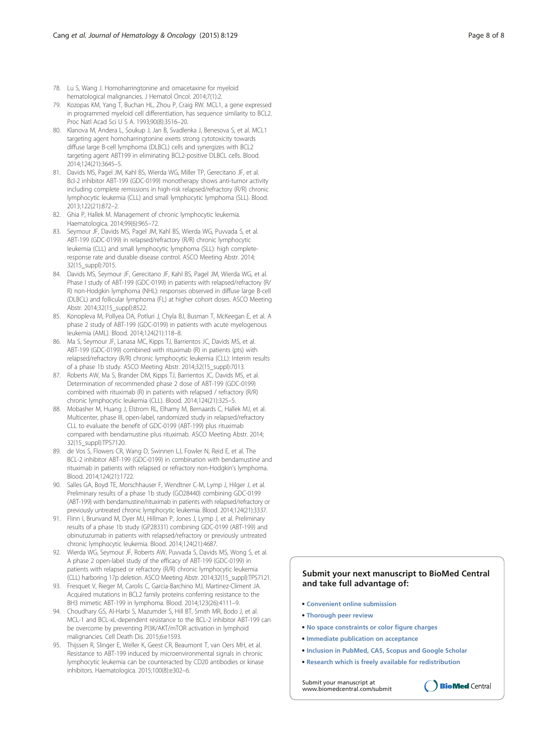78. Lu S, Wang J. Homoharringtonine and omacetaxine for myeloid hematological malignancies. J Hematol Oncol. 2014;7(1):2.
79. Kozopas KM, Yang T, Buchan HL, Zhou P, Craig RW. MCL1, a gene expressed in programmed myeloid cell differentiation, has sequence similarity to BCL2. Proc Natl Acad Sci U S A. 1993;90(8):3516–20.
80. Klanova M, Andera L, Soukup J, Jan B, Svadlenka J, Benesova S, et al. MCL1 targeting agent homoharringtonine exerts strong cytotoxicity towards diffuse large B-cell lymphoma (DLBCL) cells and synergizes with BCL2 targeting agent ABT199 in eliminating BCL2-positive DLBCL cells. Blood. 2014;124(21):3645–5.
81. Davids MS, Pagel JM, Kahl BS, Wierda WG, Miller TP, Gerecitano JF, et al. Bcl-2 inhibitor ABT-199 (GDC-0199) monotherapy shows anti-tumor activity including complete remissions in high-risk relapsed/refractory (R/R) chronic lymphocytic leukemia (CLL) and small lymphocytic lymphoma (SLL). Blood. 2013;122(21):872–2.
82. Ghia P, Hallek M. Management of chronic lymphocytic leukemia. Haematologica. 2014;99(6):965–72.
83. Seymour JF, Davids MS, Pagel JM, Kahl BS, Wierda WG, Puvvada S, et al. ABT-199 (GDC-0199) in relapsed/refractory (R/R) chronic lymphocytic leukemia (CLL) and small lymphocytic lymphoma (SLL): high complete-response rate and durable disease control. ASCO Meeting Abstr. 2014; 32(15_suppl):7015.
84. Davids MS, Seymour JF, Gerecitano JF, Kahl BS, Pagel JM, Wierda WG, et al. Phase I study of ABT-199 (GDC-0199) in patients with relapsed/refractory (R/R) non-Hodgkin lymphoma (NHL): responses observed in diffuse large B-cell (DLBCL) and follicular lymphoma (FL) at higher cohort doses. ASCO Meeting Abstr. 2014;32(15_suppl):8522.
85. Konopleva M, Pollyea DA, Potluri J, Chyla BJ, Busman T, McKeegan E, et al. A phase 2 study of ABT-199 (GDC-0199) in patients with acute myelogenous leukemia (AML). Blood. 2014;124(21):118–8.
86. Ma S, Seymour JF, Lanasa MC, Kipps TJ, Barrientos JC, Davids MS, et al. ABT-199 (GDC-0199) combined with rituximab (R) in patients (pts) with relapsed/refractory (R/R) chronic lymphocytic leukemia (CLL): Interim results of a phase 1b study. ASCO Meeting Abstr. 2014;32(15_suppl):7013.
87. Roberts AW, Ma S, Brander DM, Kipps TJ, Barrientos JC, Davids MS, et al. Determination of recommended phase 2 dose of ABT-199 (GDC-0199) combined with rituximab (R) in patients with relapsed / refractory (R/R) chronic lymphocytic leukemia (CLL). Blood. 2014;124(21):325–5.
88. Mobasher M, Huang J, Elstrom RL, Elhamy M, Bernaards C, Hallek MJ, et al. Multicenter, phase III, open-label, randomized study in relapsed/refractory CLL to evaluate the benefit of GDC-0199 (ABT-199) plus rituximab compared with bendamustine plus rituximab. ASCO Meeting Abstr. 2014; 32(15_suppl):TPS7120.
89. de Vos S, Flowers CR, Wang D, Swinnen LJ, Fowler N, Reid E, et al. The BCL-2 inhibitor ABT-199 (GDC-0199) in combination with bendamustine and rituximab in patients with relapsed or refractory non-Hodgkin's lymphoma. Blood. 2014;124(21):1722.
90. Salles GA, Boyd TE, Morschhauser F, Wendtner C-M, Lymp J, Hilger J, et al. Preliminary results of a phase 1b study (GO28440) combining GDC-0199 (ABT-199) with bendamustine/rituximab in patients with relapsed/refractory or previously untreated chronic lymphocytic leukemia. Blood. 2014;124(21):3337.
91. Flinn I, Brunvand M, Dyer MJ, Hillman P, Jones J, Lymp J, et al. Preliminary results of a phase 1b study (GP28331) combining GDC-0199 (ABT-199) and obinutuzumab in patients with relapsed/refractory or previously untreated chronic lymphocytic leukemia. Blood. 2014;124(21):4687.
92. Wierda WG, Seymour JF, Roberts AW, Puvvada S, Davids MS, Wong S, et al. A phase 2 open-label study of the efficacy of ABT-199 (GDC-0199) in patients with relapsed or refractory (R/R) chronic lymphocytic leukemia (CLL) harboring 17p deletion. ASCO Meeting Abstr. 2014;32(15_suppl):TPS7121.
93. Fresquet V, Rieger M, Carolis C, Garcia-Barchino MJ, Martinez-Climent JA. Acquired mutations in BCL2 family proteins conferring resistance to the BH3 mimetic ABT-199 in lymphoma. Blood. 2014;123(26):4111–9.
94. Choudhary GS, Al-Harbi S, Mazumder S, Hill BT, Smith MR, Bodo J, et al. MCL-1 and BCL-xL-dependent resistance to the BCL-2 inhibitor ABT-199 can be overcome by preventing PI3K/AKT/mTOR activation in lymphoid malignancies. Cell Death Dis. 2015;6:e1593.
95. Thijssen R, Slinger E, Weller K, Geest CR, Beaumont T, van Oers MH, et al. Resistance to ABT-199 induced by microenvironmental signals in chronic lymphocytic leukemia can be counteracted by CD20 antibodies or kinase inhibitors. Haematologica. 2015;100(8):e302–6.

**Submit your next manuscript to BioMed Central and take full advantage of:**

- **Convenient online submission**
- **Thorough peer review**
- **No space constraints or color figure charges**
- **Immediate publication on acceptance**
- **Inclusion in PubMed, CAS, Scopus and Google Scholar**
- **Research which is freely available for redistribution**

Submit your manuscript at
www.biomedcentral.com/submit

BioMed Central